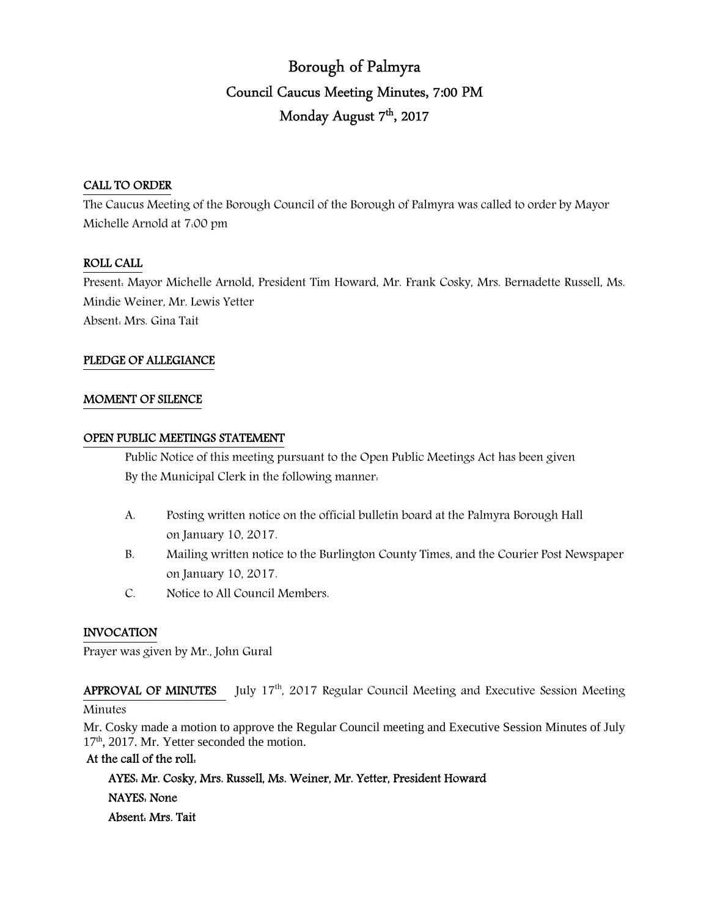# Borough of Palmyra

## Council Caucus Meeting Minutes, 7:00 PM

## Monday August 7th, 2017

**CALL TO ORDER**

The Caucus Meeting of the Borough Council of the Borough of Palmyra was called to order by Mayor Michelle Arnold at 7:00 pm

**ROLL CALL**

Present: Mayor Michelle Arnold, President Tim Howard, Mr. Frank Cosky, Mrs. Bernadette Russell, Ms. Mindie Weiner, Mr. Lewis Yetter

Absent: Mrs. Gina Tait

**PLEDGE OF ALLEGIANCE**

**MOMENT OF SILENCE**

**OPEN PUBLIC MEETINGS STATEMENT**

Public Notice of this meeting pursuant to the Open Public Meetings Act has been given By the Municipal Clerk in the following manner:

A. Posting written notice on the official bulletin board at the Palmyra Borough Hall on January 10, 2017.

B. Mailing written notice to the Burlington County Times, and the Courier Post Newspaper on January 10, 2017.

C. Notice to All Council Members.

**INVOCATION**

Prayer was given by Mr., John Gural

**APPROVAL OF MINUTES** July 17th, 2017 Regular Council Meeting and Executive Session Meeting Minutes

Mr. Cosky made a motion to approve the Regular Council meeting and Executive Session Minutes of July 17th, 2017. Mr. Yetter seconded the motion.

**At the call of the roll:**

**AYES: Mr. Cosky, Mrs. Russell, Ms. Weiner, Mr. Yetter, President Howard**

**NAYES: None**

**Absent: Mrs. Tait**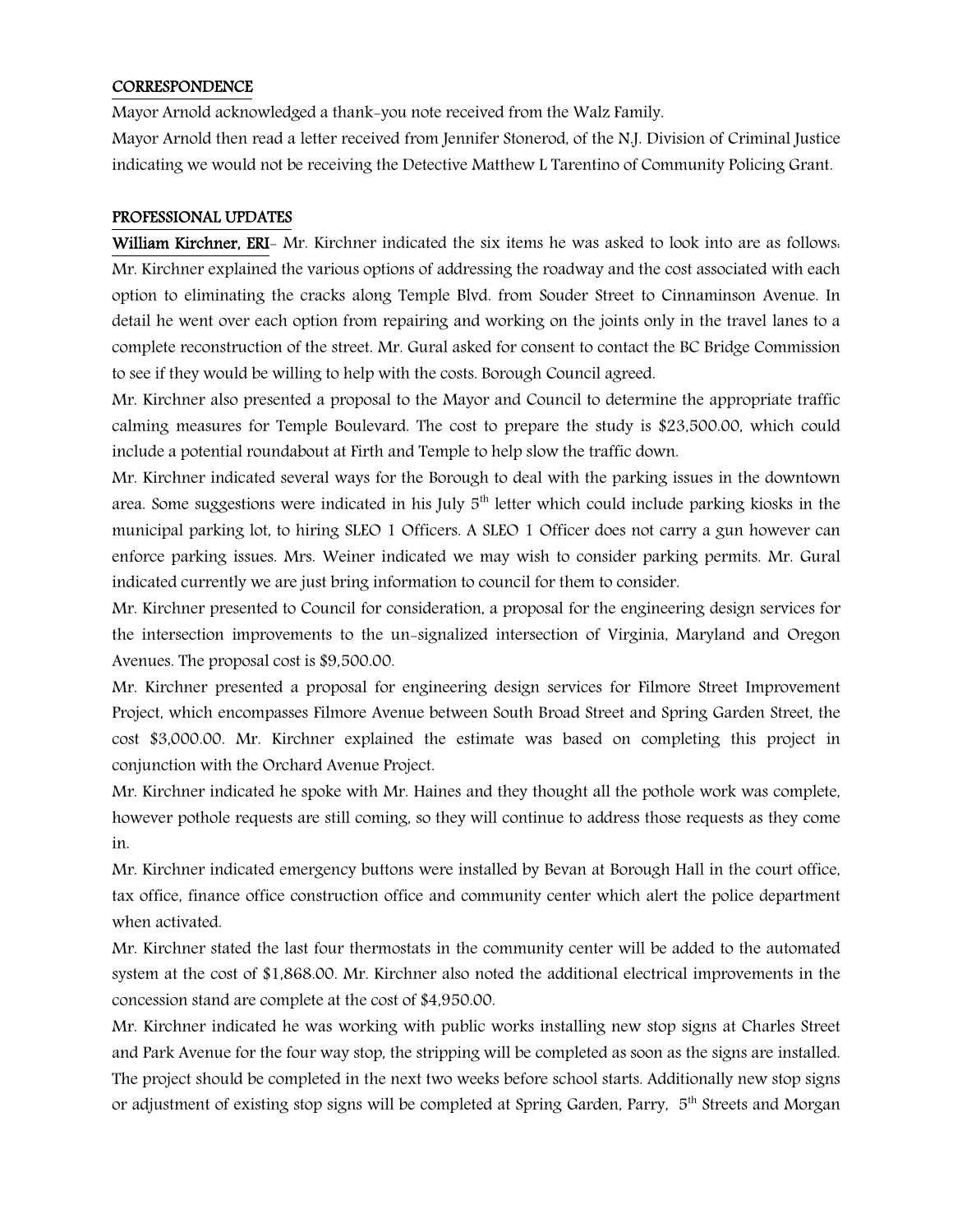## CORRESPONDENCE

Mayor Arnold acknowledged a thank-you note received from the Walz Family.

Mayor Arnold then read a letter received from Jennifer Stonerod, of the N.J. Division of Criminal Justice indicating we would not be receiving the Detective Matthew L Tarentino of Community Policing Grant.

## PROFESSIONAL UPDATES

**William Kirchner, ERI**- Mr. Kirchner indicated the six items he was asked to look into are as follows: Mr. Kirchner explained the various options of addressing the roadway and the cost associated with each option to eliminating the cracks along Temple Blvd. from Souder Street to Cinnaminson Avenue. In detail he went over each option from repairing and working on the joints only in the travel lanes to a complete reconstruction of the street. Mr. Gural asked for consent to contact the BC Bridge Commission to see if they would be willing to help with the costs. Borough Council agreed.

Mr. Kirchner also presented a proposal to the Mayor and Council to determine the appropriate traffic calming measures for Temple Boulevard. The cost to prepare the study is $23,500.00, which could include a potential roundabout at Firth and Temple to help slow the traffic down.

Mr. Kirchner indicated several ways for the Borough to deal with the parking issues in the downtown area. Some suggestions were indicated in his July 5th letter which could include parking kiosks in the municipal parking lot, to hiring SLEO 1 Officers. A SLEO 1 Officer does not carry a gun however can enforce parking issues. Mrs. Weiner indicated we may wish to consider parking permits. Mr. Gural indicated currently we are just bring information to council for them to consider.

Mr. Kirchner presented to Council for consideration, a proposal for the engineering design services for the intersection improvements to the un-signalized intersection of Virginia, Maryland and Oregon Avenues. The proposal cost is $9,500.00.

Mr. Kirchner presented a proposal for engineering design services for Filmore Street Improvement Project, which encompasses Filmore Avenue between South Broad Street and Spring Garden Street, the cost $3,000.00. Mr. Kirchner explained the estimate was based on completing this project in conjunction with the Orchard Avenue Project.

Mr. Kirchner indicated he spoke with Mr. Haines and they thought all the pothole work was complete, however pothole requests are still coming, so they will continue to address those requests as they come in.

Mr. Kirchner indicated emergency buttons were installed by Bevan at Borough Hall in the court office, tax office, finance office construction office and community center which alert the police department when activated.

Mr. Kirchner stated the last four thermostats in the community center will be added to the automated system at the cost of $1,868.00. Mr. Kirchner also noted the additional electrical improvements in the concession stand are complete at the cost of $4,950.00.

Mr. Kirchner indicated he was working with public works installing new stop signs at Charles Street and Park Avenue for the four way stop, the stripping will be completed as soon as the signs are installed. The project should be completed in the next two weeks before school starts. Additionally new stop signs or adjustment of existing stop signs will be completed at Spring Garden, Parry, 5th Streets and Morgan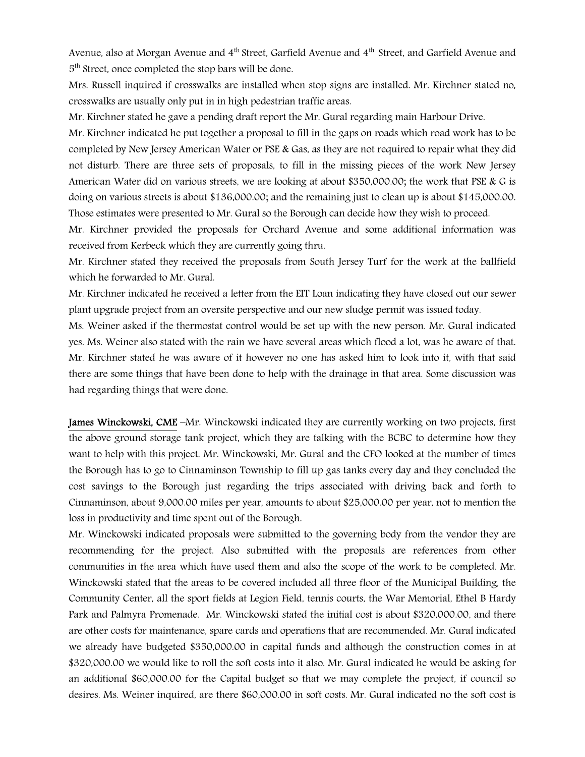Avenue, also at Morgan Avenue and 4th Street, Garfield Avenue and 4th Street, and Garfield Avenue and 5th Street, once completed the stop bars will be done.

Mrs. Russell inquired if crosswalks are installed when stop signs are installed. Mr. Kirchner stated no, crosswalks are usually only put in in high pedestrian traffic areas.

Mr. Kirchner stated he gave a pending draft report the Mr. Gural regarding main Harbour Drive.

Mr. Kirchner indicated he put together a proposal to fill in the gaps on roads which road work has to be completed by New Jersey American Water or PSE & Gas, as they are not required to repair what they did not disturb. There are three sets of proposals, to fill in the missing pieces of the work New Jersey American Water did on various streets, we are looking at about $350,000.00; the work that PSE & G is doing on various streets is about $136,000.00; and the remaining just to clean up is about $145,000.00. Those estimates were presented to Mr. Gural so the Borough can decide how they wish to proceed.

Mr. Kirchner provided the proposals for Orchard Avenue and some additional information was received from Kerbeck which they are currently going thru.

Mr. Kirchner stated they received the proposals from South Jersey Turf for the work at the ballfield which he forwarded to Mr. Gural.

Mr. Kirchner indicated he received a letter from the EIT Loan indicating they have closed out our sewer plant upgrade project from an oversite perspective and our new sludge permit was issued today.

Ms. Weiner asked if the thermostat control would be set up with the new person. Mr. Gural indicated yes. Ms. Weiner also stated with the rain we have several areas which flood a lot, was he aware of that. Mr. Kirchner stated he was aware of it however no one has asked him to look into it, with that said there are some things that have been done to help with the drainage in that area. Some discussion was had regarding things that were done.

**James Winckowski, CME** –Mr. Winckowski indicated they are currently working on two projects, first the above ground storage tank project, which they are talking with the BCBC to determine how they want to help with this project. Mr. Winckowski, Mr. Gural and the CFO looked at the number of times the Borough has to go to Cinnaminson Township to fill up gas tanks every day and they concluded the cost savings to the Borough just regarding the trips associated with driving back and forth to Cinnaminson, about 9,000.00 miles per year, amounts to about $25,000.00 per year, not to mention the loss in productivity and time spent out of the Borough.

Mr. Winckowski indicated proposals were submitted to the governing body from the vendor they are recommending for the project. Also submitted with the proposals are references from other communities in the area which have used them and also the scope of the work to be completed. Mr. Winckowski stated that the areas to be covered included all three floor of the Municipal Building, the Community Center, all the sport fields at Legion Field, tennis courts, the War Memorial, Ethel B Hardy Park and Palmyra Promenade. Mr. Winckowski stated the initial cost is about $320,000.00, and there are other costs for maintenance, spare cards and operations that are recommended. Mr. Gural indicated we already have budgeted $350,000.00 in capital funds and although the construction comes in at $320,000.00 we would like to roll the soft costs into it also. Mr. Gural indicated he would be asking for an additional $60,000.00 for the Capital budget so that we may complete the project, if council so desires. Ms. Weiner inquired, are there $60,000.00 in soft costs. Mr. Gural indicated no the soft cost is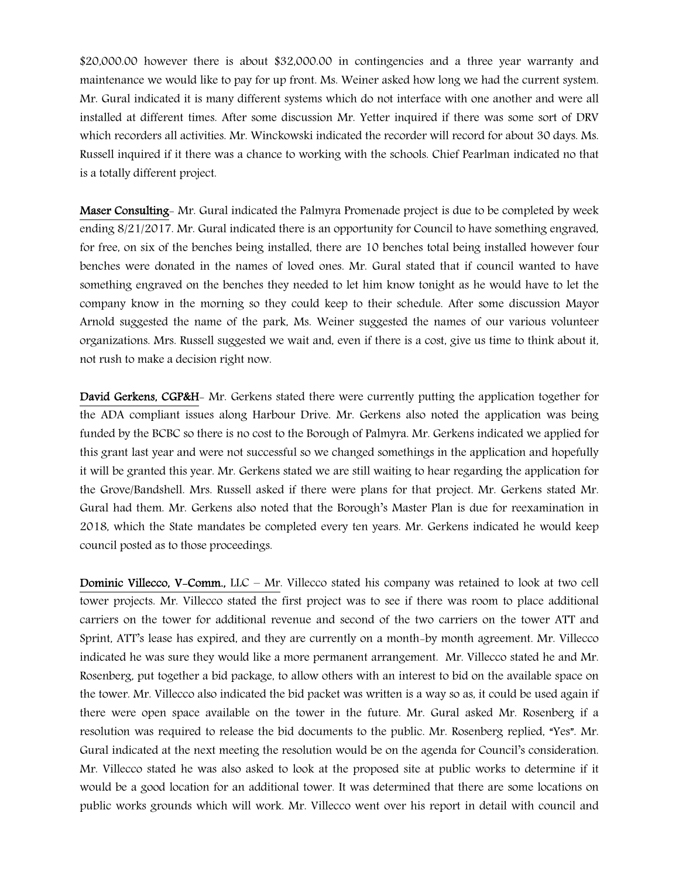$20,000.00 however there is about $32,000.00 in contingencies and a three year warranty and maintenance we would like to pay for up front. Ms. Weiner asked how long we had the current system. Mr. Gural indicated it is many different systems which do not interface with one another and were all installed at different times. After some discussion Mr. Yetter inquired if there was some sort of DRV which recorders all activities. Mr. Winckowski indicated the recorder will record for about 30 days. Ms. Russell inquired if it there was a chance to working with the schools. Chief Pearlman indicated no that is a totally different project.

**Maser Consulting**- Mr. Gural indicated the Palmyra Promenade project is due to be completed by week ending 8/21/2017. Mr. Gural indicated there is an opportunity for Council to have something engraved, for free, on six of the benches being installed, there are 10 benches total being installed however four benches were donated in the names of loved ones. Mr. Gural stated that if council wanted to have something engraved on the benches they needed to let him know tonight as he would have to let the company know in the morning so they could keep to their schedule. After some discussion Mayor Arnold suggested the name of the park, Ms. Weiner suggested the names of our various volunteer organizations. Mrs. Russell suggested we wait and, even if there is a cost, give us time to think about it, not rush to make a decision right now.

**David Gerkens, CGP&H**- Mr. Gerkens stated there were currently putting the application together for the ADA compliant issues along Harbour Drive. Mr. Gerkens also noted the application was being funded by the BCBC so there is no cost to the Borough of Palmyra. Mr. Gerkens indicated we applied for this grant last year and were not successful so we changed somethings in the application and hopefully it will be granted this year. Mr. Gerkens stated we are still waiting to hear regarding the application for the Grove/Bandshell. Mrs. Russell asked if there were plans for that project. Mr. Gerkens stated Mr. Gural had them. Mr. Gerkens also noted that the Borough's Master Plan is due for reexamination in 2018, which the State mandates be completed every ten years. Mr. Gerkens indicated he would keep council posted as to those proceedings.

**Dominic Villecco, V-Comm.,** LLC – Mr. Villecco stated his company was retained to look at two cell tower projects. Mr. Villecco stated the first project was to see if there was room to place additional carriers on the tower for additional revenue and second of the two carriers on the tower ATT and Sprint, ATT's lease has expired, and they are currently on a month-by month agreement. Mr. Villecco indicated he was sure they would like a more permanent arrangement. Mr. Villecco stated he and Mr. Rosenberg, put together a bid package, to allow others with an interest to bid on the available space on the tower. Mr. Villecco also indicated the bid packet was written is a way so as, it could be used again if there were open space available on the tower in the future. Mr. Gural asked Mr. Rosenberg if a resolution was required to release the bid documents to the public. Mr. Rosenberg replied, "Yes". Mr. Gural indicated at the next meeting the resolution would be on the agenda for Council's consideration. Mr. Villecco stated he was also asked to look at the proposed site at public works to determine if it would be a good location for an additional tower. It was determined that there are some locations on public works grounds which will work. Mr. Villecco went over his report in detail with council and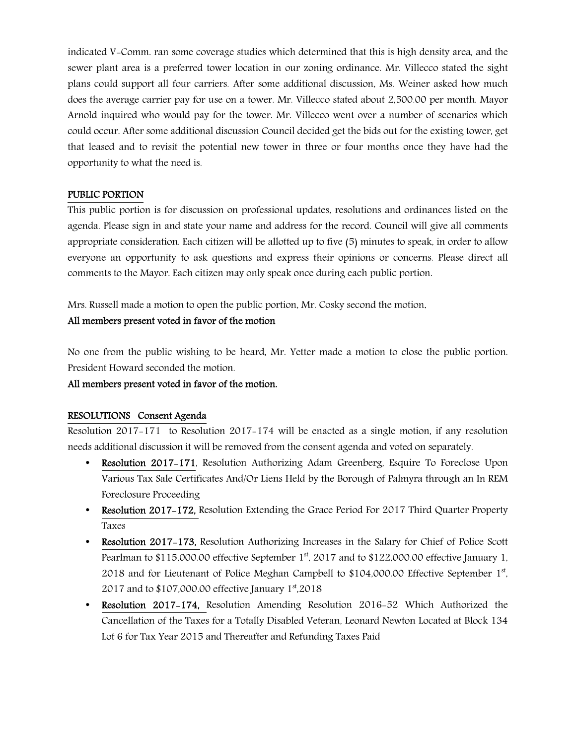indicated V-Comm. ran some coverage studies which determined that this is high density area, and the sewer plant area is a preferred tower location in our zoning ordinance. Mr. Villecco stated the sight plans could support all four carriers. After some additional discussion, Ms. Weiner asked how much does the average carrier pay for use on a tower. Mr. Villecco stated about 2,500.00 per month. Mayor Arnold inquired who would pay for the tower. Mr. Villecco went over a number of scenarios which could occur. After some additional discussion Council decided get the bids out for the existing tower, get that leased and to revisit the potential new tower in three or four months once they have had the opportunity to what the need is.

## PUBLIC PORTION

This public portion is for discussion on professional updates, resolutions and ordinances listed on the agenda. Please sign in and state your name and address for the record. Council will give all comments appropriate consideration. Each citizen will be allotted up to five (5) minutes to speak, in order to allow everyone an opportunity to ask questions and express their opinions or concerns. Please direct all comments to the Mayor. Each citizen may only speak once during each public portion.

Mrs. Russell made a motion to open the public portion, Mr. Cosky second the motion.

**All members present voted in favor of the motion**

No one from the public wishing to be heard, Mr. Yetter made a motion to close the public portion. President Howard seconded the motion.

**All members present voted in favor of the motion.**

## RESOLUTIONS Consent Agenda

Resolution 2017-171 to Resolution 2017-174 will be enacted as a single motion, if any resolution needs additional discussion it will be removed from the consent agenda and voted on separately.

- **Resolution 2017-171**, Resolution Authorizing Adam Greenberg, Esquire To Foreclose Upon Various Tax Sale Certificates And/Or Liens Held by the Borough of Palmyra through an In REM Foreclosure Proceeding
- **Resolution 2017-172,** Resolution Extending the Grace Period For 2017 Third Quarter Property Taxes
- **Resolution 2017-173,** Resolution Authorizing Increases in the Salary for Chief of Police Scott Pearlman to $115,000.00 effective September 1st, 2017 and to $122,000.00 effective January 1, 2018 and for Lieutenant of Police Meghan Campbell to $104,000.00 Effective September 1st, 2017 and to $107,000.00 effective January 1st,2018
- **Resolution 2017-174,** Resolution Amending Resolution 2016-52 Which Authorized the Cancellation of the Taxes for a Totally Disabled Veteran, Leonard Newton Located at Block 134 Lot 6 for Tax Year 2015 and Thereafter and Refunding Taxes Paid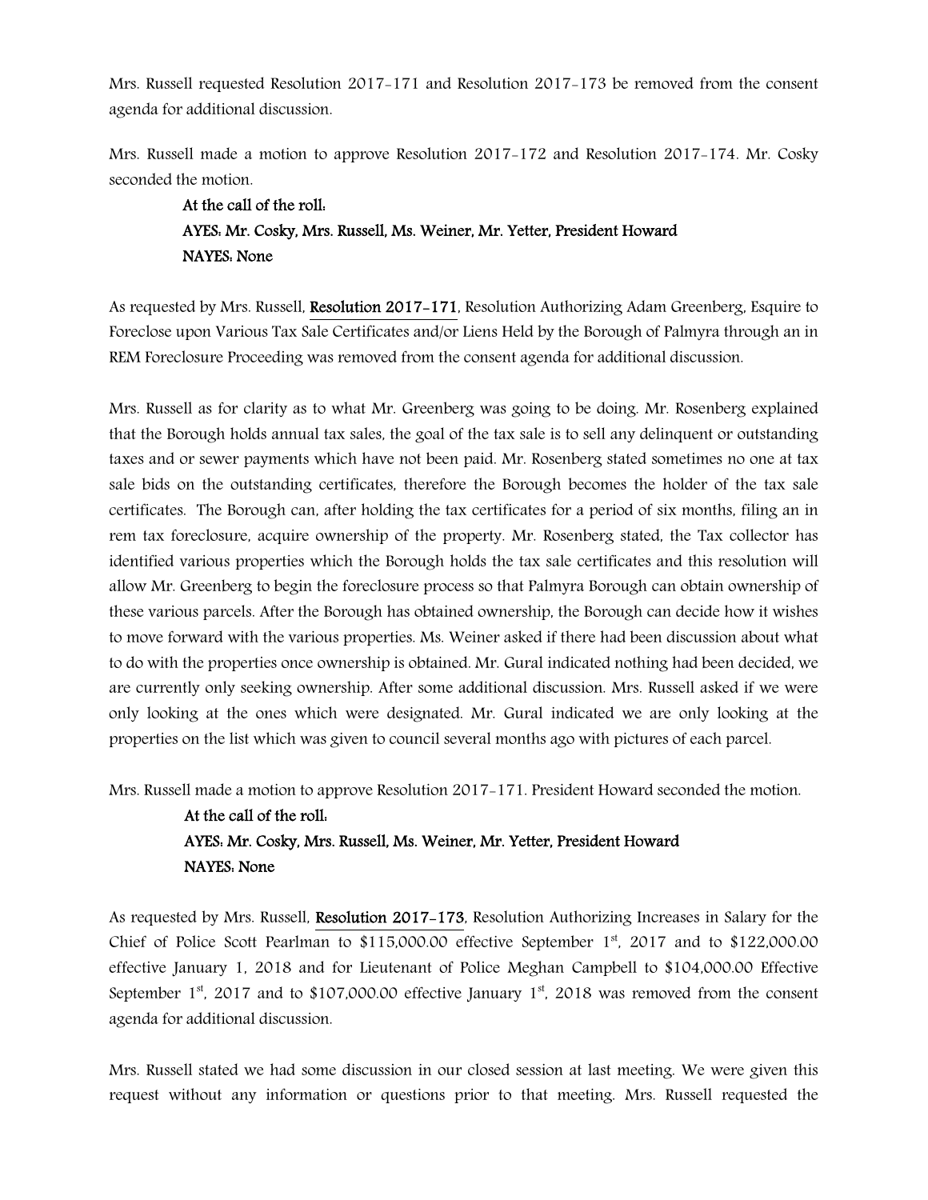Mrs. Russell requested Resolution 2017-171 and Resolution 2017-173 be removed from the consent agenda for additional discussion.

Mrs. Russell made a motion to approve Resolution 2017-172 and Resolution 2017-174. Mr. Cosky seconded the motion.

**At the call of the roll:**
**AYES: Mr. Cosky, Mrs. Russell, Ms. Weiner, Mr. Yetter, President Howard**
**NAYES: None**

As requested by Mrs. Russell, **Resolution 2017-171**, Resolution Authorizing Adam Greenberg, Esquire to Foreclose upon Various Tax Sale Certificates and/or Liens Held by the Borough of Palmyra through an in REM Foreclosure Proceeding was removed from the consent agenda for additional discussion.

Mrs. Russell as for clarity as to what Mr. Greenberg was going to be doing. Mr. Rosenberg explained that the Borough holds annual tax sales, the goal of the tax sale is to sell any delinquent or outstanding taxes and or sewer payments which have not been paid. Mr. Rosenberg stated sometimes no one at tax sale bids on the outstanding certificates, therefore the Borough becomes the holder of the tax sale certificates. The Borough can, after holding the tax certificates for a period of six months, filing an in rem tax foreclosure, acquire ownership of the property. Mr. Rosenberg stated, the Tax collector has identified various properties which the Borough holds the tax sale certificates and this resolution will allow Mr. Greenberg to begin the foreclosure process so that Palmyra Borough can obtain ownership of these various parcels. After the Borough has obtained ownership, the Borough can decide how it wishes to move forward with the various properties. Ms. Weiner asked if there had been discussion about what to do with the properties once ownership is obtained. Mr. Gural indicated nothing had been decided, we are currently only seeking ownership. After some additional discussion. Mrs. Russell asked if we were only looking at the ones which were designated. Mr. Gural indicated we are only looking at the properties on the list which was given to council several months ago with pictures of each parcel.

Mrs. Russell made a motion to approve Resolution 2017-171. President Howard seconded the motion.

**At the call of the roll:**
**AYES: Mr. Cosky, Mrs. Russell, Ms. Weiner, Mr. Yetter, President Howard**
**NAYES: None**

As requested by Mrs. Russell, **Resolution 2017-173**, Resolution Authorizing Increases in Salary for the Chief of Police Scott Pearlman to $115,000.00 effective September 1st, 2017 and to $122,000.00 effective January 1, 2018 and for Lieutenant of Police Meghan Campbell to $104,000.00 Effective September 1st, 2017 and to $107,000.00 effective January 1st, 2018 was removed from the consent agenda for additional discussion.

Mrs. Russell stated we had some discussion in our closed session at last meeting. We were given this request without any information or questions prior to that meeting. Mrs. Russell requested the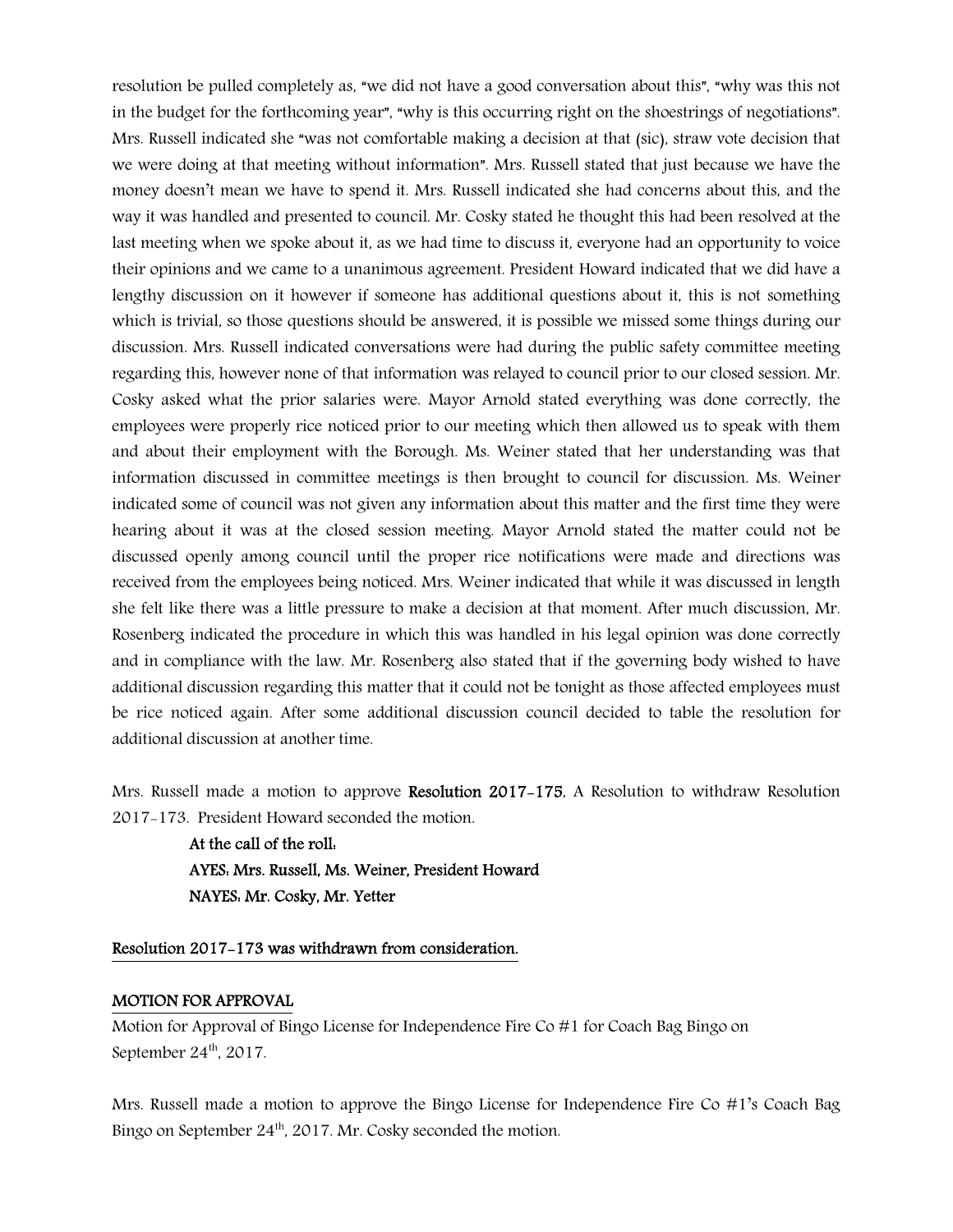resolution be pulled completely as, "we did not have a good conversation about this", "why was this not in the budget for the forthcoming year", "why is this occurring right on the shoestrings of negotiations". Mrs. Russell indicated she "was not comfortable making a decision at that (sic), straw vote decision that we were doing at that meeting without information". Mrs. Russell stated that just because we have the money doesn't mean we have to spend it. Mrs. Russell indicated she had concerns about this, and the way it was handled and presented to council. Mr. Cosky stated he thought this had been resolved at the last meeting when we spoke about it, as we had time to discuss it, everyone had an opportunity to voice their opinions and we came to a unanimous agreement. President Howard indicated that we did have a lengthy discussion on it however if someone has additional questions about it, this is not something which is trivial, so those questions should be answered, it is possible we missed some things during our discussion. Mrs. Russell indicated conversations were had during the public safety committee meeting regarding this, however none of that information was relayed to council prior to our closed session. Mr. Cosky asked what the prior salaries were. Mayor Arnold stated everything was done correctly, the employees were properly rice noticed prior to our meeting which then allowed us to speak with them and about their employment with the Borough. Ms. Weiner stated that her understanding was that information discussed in committee meetings is then brought to council for discussion. Ms. Weiner indicated some of council was not given any information about this matter and the first time they were hearing about it was at the closed session meeting. Mayor Arnold stated the matter could not be discussed openly among council until the proper rice notifications were made and directions was received from the employees being noticed. Mrs. Weiner indicated that while it was discussed in length she felt like there was a little pressure to make a decision at that moment. After much discussion, Mr. Rosenberg indicated the procedure in which this was handled in his legal opinion was done correctly and in compliance with the law. Mr. Rosenberg also stated that if the governing body wished to have additional discussion regarding this matter that it could not be tonight as those affected employees must be rice noticed again. After some additional discussion council decided to table the resolution for additional discussion at another time.

Mrs. Russell made a motion to approve **Resolution 2017-175**, A Resolution to withdraw Resolution 2017-173. President Howard seconded the motion.

**At the call of the roll:**
**AYES: Mrs. Russell, Ms. Weiner, President Howard**
**NAYES: Mr. Cosky, Mr. Yetter**

**Resolution 2017-173 was withdrawn from consideration.**

**MOTION FOR APPROVAL**

Motion for Approval of Bingo License for Independence Fire Co #1 for Coach Bag Bingo on September 24th, 2017.

Mrs. Russell made a motion to approve the Bingo License for Independence Fire Co #1's Coach Bag Bingo on September 24th, 2017. Mr. Cosky seconded the motion.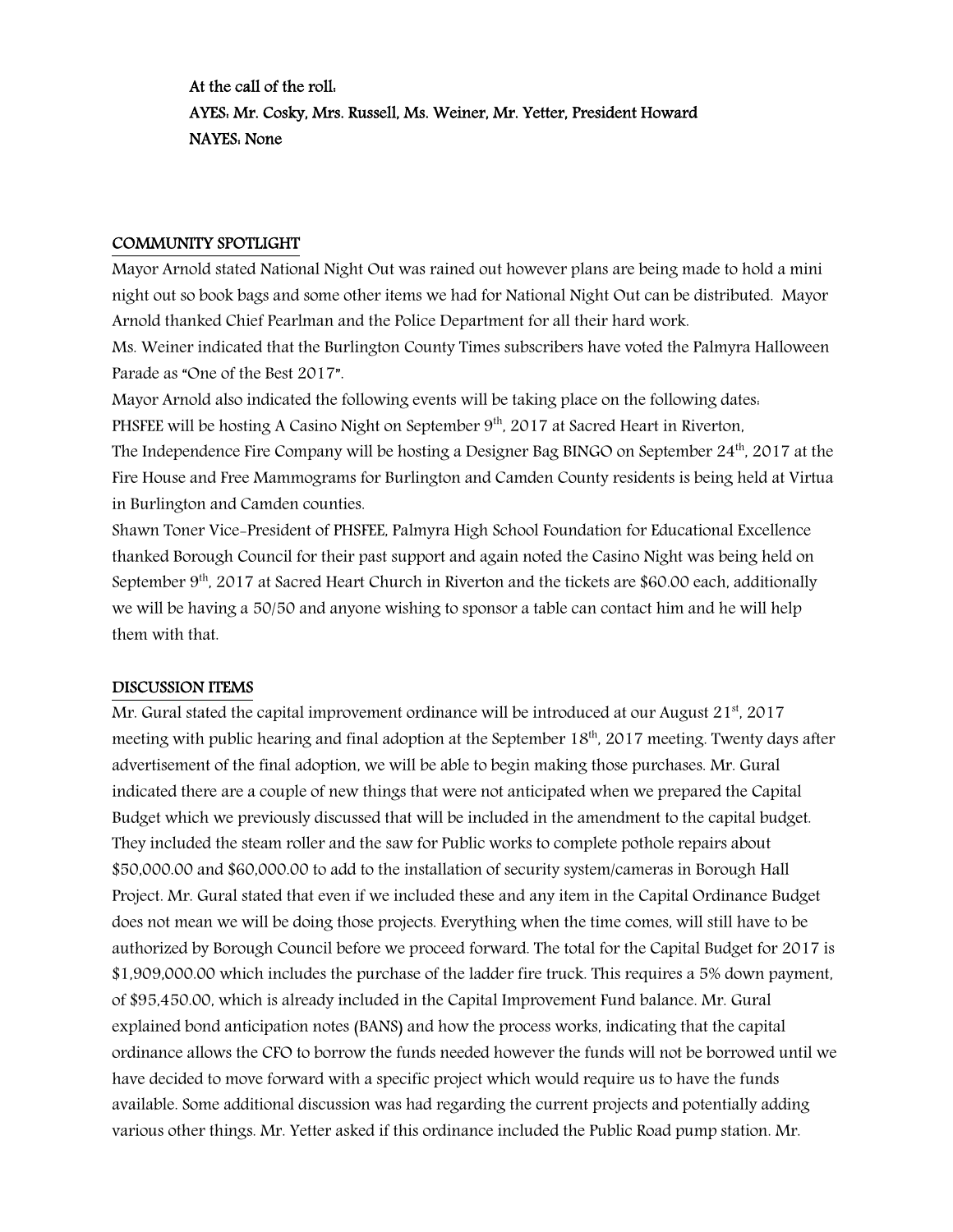At the call of the roll:
AYES: Mr. Cosky, Mrs. Russell, Ms. Weiner, Mr. Yetter, President Howard
NAYES: None

## COMMUNITY SPOTLIGHT

Mayor Arnold stated National Night Out was rained out however plans are being made to hold a mini night out so book bags and some other items we had for National Night Out can be distributed. Mayor Arnold thanked Chief Pearlman and the Police Department for all their hard work.

Ms. Weiner indicated that the Burlington County Times subscribers have voted the Palmyra Halloween Parade as "One of the Best 2017".

Mayor Arnold also indicated the following events will be taking place on the following dates:

PHSFEE will be hosting A Casino Night on September 9th, 2017 at Sacred Heart in Riverton,

The Independence Fire Company will be hosting a Designer Bag BINGO on September 24th, 2017 at the Fire House and Free Mammograms for Burlington and Camden County residents is being held at Virtua in Burlington and Camden counties.

Shawn Toner Vice-President of PHSFEE, Palmyra High School Foundation for Educational Excellence thanked Borough Council for their past support and again noted the Casino Night was being held on September 9th, 2017 at Sacred Heart Church in Riverton and the tickets are $60.00 each, additionally we will be having a 50/50 and anyone wishing to sponsor a table can contact him and he will help them with that.

## DISCUSSION ITEMS

Mr. Gural stated the capital improvement ordinance will be introduced at our August 21st, 2017 meeting with public hearing and final adoption at the September 18th, 2017 meeting. Twenty days after advertisement of the final adoption, we will be able to begin making those purchases. Mr. Gural indicated there are a couple of new things that were not anticipated when we prepared the Capital Budget which we previously discussed that will be included in the amendment to the capital budget. They included the steam roller and the saw for Public works to complete pothole repairs about $50,000.00 and $60,000.00 to add to the installation of security system/cameras in Borough Hall Project. Mr. Gural stated that even if we included these and any item in the Capital Ordinance Budget does not mean we will be doing those projects. Everything when the time comes, will still have to be authorized by Borough Council before we proceed forward. The total for the Capital Budget for 2017 is $1,909,000.00 which includes the purchase of the ladder fire truck. This requires a 5% down payment, of $95,450.00, which is already included in the Capital Improvement Fund balance. Mr. Gural explained bond anticipation notes (BANS) and how the process works, indicating that the capital ordinance allows the CFO to borrow the funds needed however the funds will not be borrowed until we have decided to move forward with a specific project which would require us to have the funds available. Some additional discussion was had regarding the current projects and potentially adding various other things. Mr. Yetter asked if this ordinance included the Public Road pump station. Mr.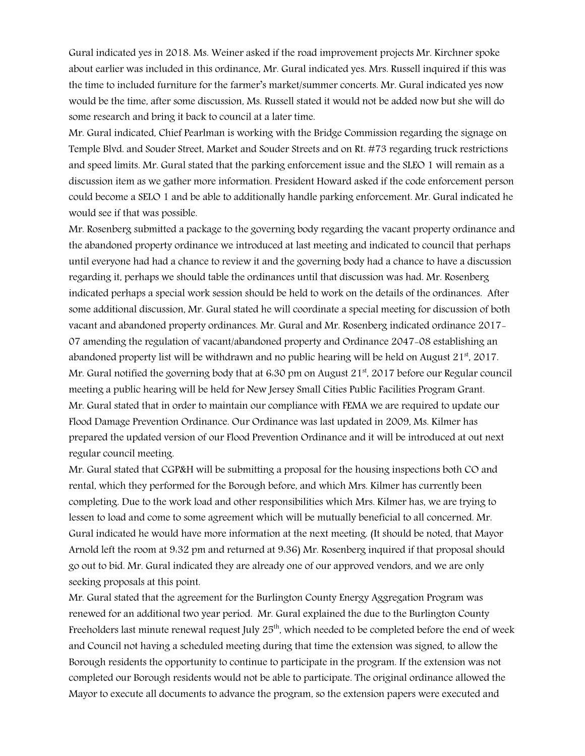Gural indicated yes in 2018. Ms. Weiner asked if the road improvement projects Mr. Kirchner spoke about earlier was included in this ordinance, Mr. Gural indicated yes. Mrs. Russell inquired if this was the time to included furniture for the farmer's market/summer concerts. Mr. Gural indicated yes now would be the time, after some discussion, Ms. Russell stated it would not be added now but she will do some research and bring it back to council at a later time.

Mr. Gural indicated, Chief Pearlman is working with the Bridge Commission regarding the signage on Temple Blvd. and Souder Street, Market and Souder Streets and on Rt. #73 regarding truck restrictions and speed limits. Mr. Gural stated that the parking enforcement issue and the SLEO 1 will remain as a discussion item as we gather more information. President Howard asked if the code enforcement person could become a SELO 1 and be able to additionally handle parking enforcement. Mr. Gural indicated he would see if that was possible.

Mr. Rosenberg submitted a package to the governing body regarding the vacant property ordinance and the abandoned property ordinance we introduced at last meeting and indicated to council that perhaps until everyone had had a chance to review it and the governing body had a chance to have a discussion regarding it, perhaps we should table the ordinances until that discussion was had. Mr. Rosenberg indicated perhaps a special work session should be held to work on the details of the ordinances. After some additional discussion, Mr. Gural stated he will coordinate a special meeting for discussion of both vacant and abandoned property ordinances. Mr. Gural and Mr. Rosenberg indicated ordinance 2017-07 amending the regulation of vacant/abandoned property and Ordinance 2047-08 establishing an abandoned property list will be withdrawn and no public hearing will be held on August 21st, 2017.

Mr. Gural notified the governing body that at 6:30 pm on August 21st, 2017 before our Regular council meeting a public hearing will be held for New Jersey Small Cities Public Facilities Program Grant.

Mr. Gural stated that in order to maintain our compliance with FEMA we are required to update our Flood Damage Prevention Ordinance. Our Ordinance was last updated in 2009, Ms. Kilmer has prepared the updated version of our Flood Prevention Ordinance and it will be introduced at out next regular council meeting.

Mr. Gural stated that CGP&H will be submitting a proposal for the housing inspections both CO and rental, which they performed for the Borough before, and which Mrs. Kilmer has currently been completing. Due to the work load and other responsibilities which Mrs. Kilmer has, we are trying to lessen to load and come to some agreement which will be mutually beneficial to all concerned. Mr. Gural indicated he would have more information at the next meeting. (It should be noted, that Mayor Arnold left the room at 9:32 pm and returned at 9:36) Mr. Rosenberg inquired if that proposal should go out to bid. Mr. Gural indicated they are already one of our approved vendors, and we are only seeking proposals at this point.

Mr. Gural stated that the agreement for the Burlington County Energy Aggregation Program was renewed for an additional two year period. Mr. Gural explained the due to the Burlington County Freeholders last minute renewal request July 25th, which needed to be completed before the end of week and Council not having a scheduled meeting during that time the extension was signed, to allow the Borough residents the opportunity to continue to participate in the program. If the extension was not completed our Borough residents would not be able to participate. The original ordinance allowed the Mayor to execute all documents to advance the program, so the extension papers were executed and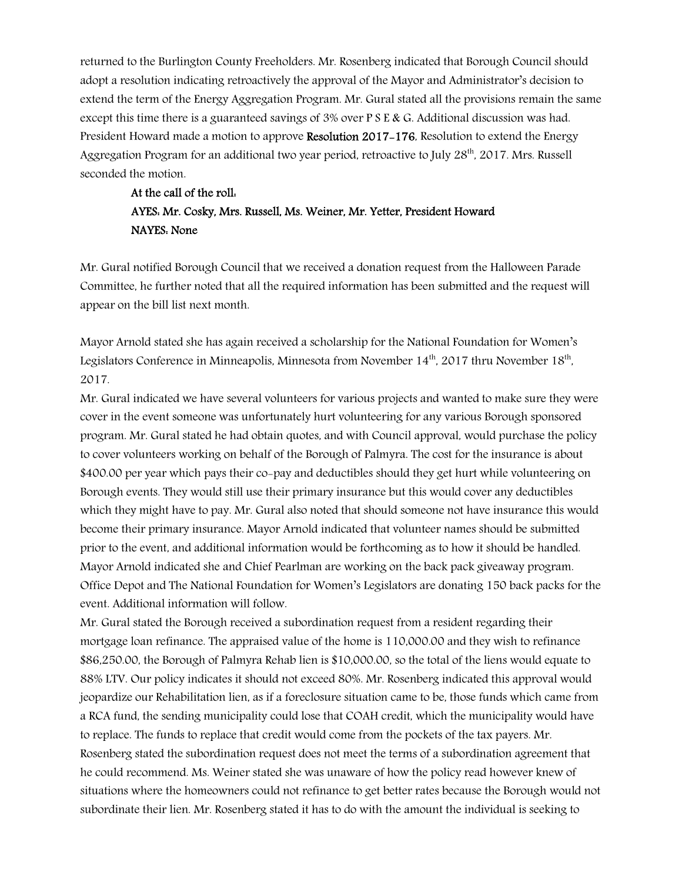returned to the Burlington County Freeholders. Mr. Rosenberg indicated that Borough Council should adopt a resolution indicating retroactively the approval of the Mayor and Administrator's decision to extend the term of the Energy Aggregation Program. Mr. Gural stated all the provisions remain the same except this time there is a guaranteed savings of 3% over P S E & G. Additional discussion was had. President Howard made a motion to approve **Resolution 2017-176**, Resolution to extend the Energy Aggregation Program for an additional two year period, retroactive to July 28th, 2017. Mrs. Russell seconded the motion.

**At the call of the roll:**
**AYES: Mr. Cosky, Mrs. Russell, Ms. Weiner, Mr. Yetter, President Howard**
**NAYES: None**

Mr. Gural notified Borough Council that we received a donation request from the Halloween Parade Committee, he further noted that all the required information has been submitted and the request will appear on the bill list next month.

Mayor Arnold stated she has again received a scholarship for the National Foundation for Women's Legislators Conference in Minneapolis, Minnesota from November 14th, 2017 thru November 18th, 2017.

Mr. Gural indicated we have several volunteers for various projects and wanted to make sure they were cover in the event someone was unfortunately hurt volunteering for any various Borough sponsored program. Mr. Gural stated he had obtain quotes, and with Council approval, would purchase the policy to cover volunteers working on behalf of the Borough of Palmyra. The cost for the insurance is about $400.00 per year which pays their co-pay and deductibles should they get hurt while volunteering on Borough events. They would still use their primary insurance but this would cover any deductibles which they might have to pay. Mr. Gural also noted that should someone not have insurance this would become their primary insurance. Mayor Arnold indicated that volunteer names should be submitted prior to the event, and additional information would be forthcoming as to how it should be handled.

Mayor Arnold indicated she and Chief Pearlman are working on the back pack giveaway program. Office Depot and The National Foundation for Women's Legislators are donating 150 back packs for the event. Additional information will follow.

Mr. Gural stated the Borough received a subordination request from a resident regarding their mortgage loan refinance. The appraised value of the home is 110,000.00 and they wish to refinance $86,250.00, the Borough of Palmyra Rehab lien is $10,000.00, so the total of the liens would equate to 88% LTV. Our policy indicates it should not exceed 80%. Mr. Rosenberg indicated this approval would jeopardize our Rehabilitation lien, as if a foreclosure situation came to be, those funds which came from a RCA fund, the sending municipality could lose that COAH credit, which the municipality would have to replace. The funds to replace that credit would come from the pockets of the tax payers. Mr. Rosenberg stated the subordination request does not meet the terms of a subordination agreement that he could recommend. Ms. Weiner stated she was unaware of how the policy read however knew of situations where the homeowners could not refinance to get better rates because the Borough would not subordinate their lien. Mr. Rosenberg stated it has to do with the amount the individual is seeking to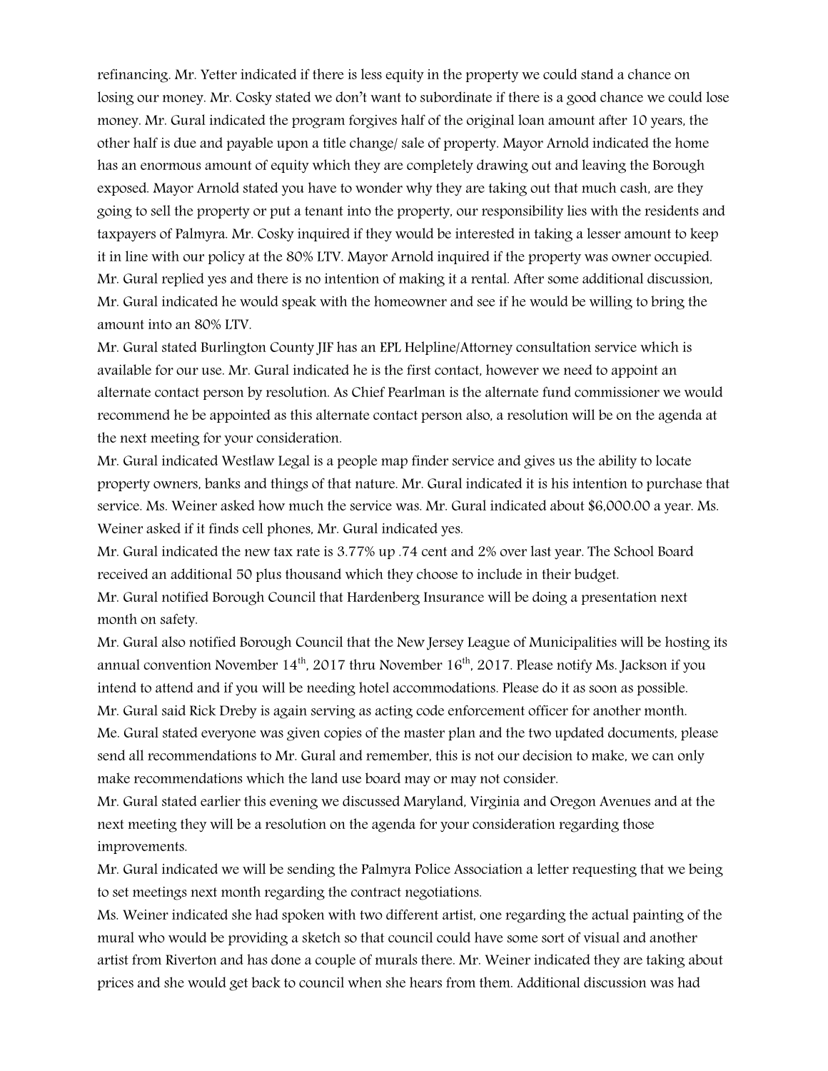refinancing. Mr. Yetter indicated if there is less equity in the property we could stand a chance on losing our money. Mr. Cosky stated we don't want to subordinate if there is a good chance we could lose money. Mr. Gural indicated the program forgives half of the original loan amount after 10 years, the other half is due and payable upon a title change/ sale of property. Mayor Arnold indicated the home has an enormous amount of equity which they are completely drawing out and leaving the Borough exposed. Mayor Arnold stated you have to wonder why they are taking out that much cash, are they going to sell the property or put a tenant into the property, our responsibility lies with the residents and taxpayers of Palmyra. Mr. Cosky inquired if they would be interested in taking a lesser amount to keep it in line with our policy at the 80% LTV. Mayor Arnold inquired if the property was owner occupied. Mr. Gural replied yes and there is no intention of making it a rental. After some additional discussion, Mr. Gural indicated he would speak with the homeowner and see if he would be willing to bring the amount into an 80% LTV.

Mr. Gural stated Burlington County JIF has an EPL Helpline/Attorney consultation service which is available for our use. Mr. Gural indicated he is the first contact, however we need to appoint an alternate contact person by resolution. As Chief Pearlman is the alternate fund commissioner we would recommend he be appointed as this alternate contact person also, a resolution will be on the agenda at the next meeting for your consideration.

Mr. Gural indicated Westlaw Legal is a people map finder service and gives us the ability to locate property owners, banks and things of that nature. Mr. Gural indicated it is his intention to purchase that service. Ms. Weiner asked how much the service was. Mr. Gural indicated about $6,000.00 a year. Ms. Weiner asked if it finds cell phones, Mr. Gural indicated yes.

Mr. Gural indicated the new tax rate is 3.77% up .74 cent and 2% over last year. The School Board received an additional 50 plus thousand which they choose to include in their budget.

Mr. Gural notified Borough Council that Hardenberg Insurance will be doing a presentation next month on safety.

Mr. Gural also notified Borough Council that the New Jersey League of Municipalities will be hosting its annual convention November 14th, 2017 thru November 16th, 2017. Please notify Ms. Jackson if you intend to attend and if you will be needing hotel accommodations. Please do it as soon as possible.

Mr. Gural said Rick Dreby is again serving as acting code enforcement officer for another month.

Me. Gural stated everyone was given copies of the master plan and the two updated documents, please send all recommendations to Mr. Gural and remember, this is not our decision to make, we can only make recommendations which the land use board may or may not consider.

Mr. Gural stated earlier this evening we discussed Maryland, Virginia and Oregon Avenues and at the next meeting they will be a resolution on the agenda for your consideration regarding those improvements.

Mr. Gural indicated we will be sending the Palmyra Police Association a letter requesting that we being to set meetings next month regarding the contract negotiations.

Ms. Weiner indicated she had spoken with two different artist, one regarding the actual painting of the mural who would be providing a sketch so that council could have some sort of visual and another artist from Riverton and has done a couple of murals there. Mr. Weiner indicated they are taking about prices and she would get back to council when she hears from them. Additional discussion was had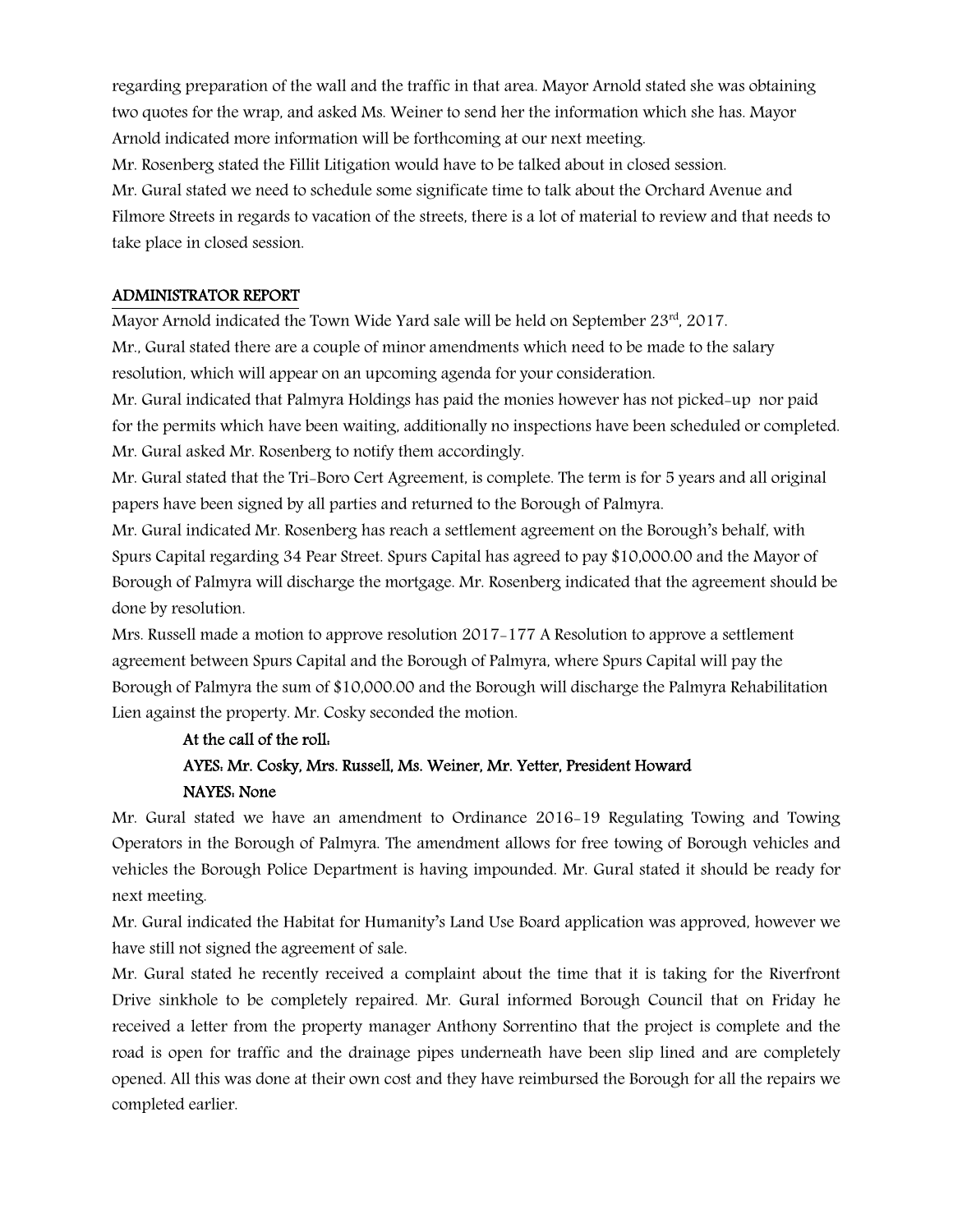regarding preparation of the wall and the traffic in that area. Mayor Arnold stated she was obtaining two quotes for the wrap, and asked Ms. Weiner to send her the information which she has. Mayor Arnold indicated more information will be forthcoming at our next meeting.

Mr. Rosenberg stated the Fillit Litigation would have to be talked about in closed session.

Mr. Gural stated we need to schedule some significate time to talk about the Orchard Avenue and Filmore Streets in regards to vacation of the streets, there is a lot of material to review and that needs to take place in closed session.

## ADMINISTRATOR REPORT

Mayor Arnold indicated the Town Wide Yard sale will be held on September 23rd, 2017.

Mr., Gural stated there are a couple of minor amendments which need to be made to the salary resolution, which will appear on an upcoming agenda for your consideration.

Mr. Gural indicated that Palmyra Holdings has paid the monies however has not picked-up nor paid for the permits which have been waiting, additionally no inspections have been scheduled or completed. Mr. Gural asked Mr. Rosenberg to notify them accordingly.

Mr. Gural stated that the Tri-Boro Cert Agreement, is complete. The term is for 5 years and all original papers have been signed by all parties and returned to the Borough of Palmyra.

Mr. Gural indicated Mr. Rosenberg has reach a settlement agreement on the Borough's behalf, with Spurs Capital regarding 34 Pear Street. Spurs Capital has agreed to pay $10,000.00 and the Mayor of Borough of Palmyra will discharge the mortgage. Mr. Rosenberg indicated that the agreement should be done by resolution.

Mrs. Russell made a motion to approve resolution 2017-177 A Resolution to approve a settlement agreement between Spurs Capital and the Borough of Palmyra, where Spurs Capital will pay the Borough of Palmyra the sum of $10,000.00 and the Borough will discharge the Palmyra Rehabilitation Lien against the property. Mr. Cosky seconded the motion.

**At the call of the roll:**

**AYES: Mr. Cosky, Mrs. Russell, Ms. Weiner, Mr. Yetter, President Howard**

**NAYES: None**

Mr. Gural stated we have an amendment to Ordinance 2016-19 Regulating Towing and Towing Operators in the Borough of Palmyra. The amendment allows for free towing of Borough vehicles and vehicles the Borough Police Department is having impounded. Mr. Gural stated it should be ready for next meeting.

Mr. Gural indicated the Habitat for Humanity's Land Use Board application was approved, however we have still not signed the agreement of sale.

Mr. Gural stated he recently received a complaint about the time that it is taking for the Riverfront Drive sinkhole to be completely repaired. Mr. Gural informed Borough Council that on Friday he received a letter from the property manager Anthony Sorrentino that the project is complete and the road is open for traffic and the drainage pipes underneath have been slip lined and are completely opened. All this was done at their own cost and they have reimbursed the Borough for all the repairs we completed earlier.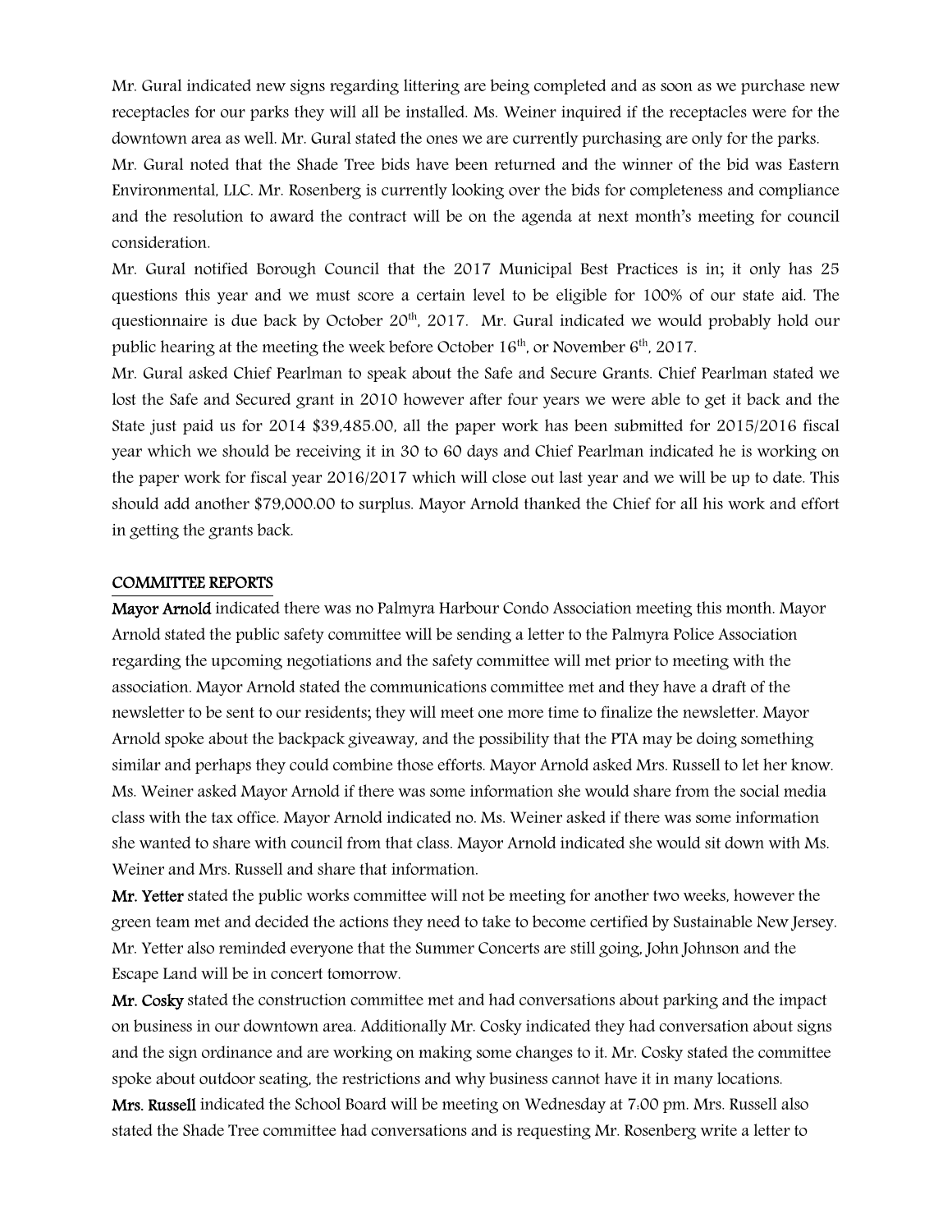Mr. Gural indicated new signs regarding littering are being completed and as soon as we purchase new receptacles for our parks they will all be installed. Ms. Weiner inquired if the receptacles were for the downtown area as well. Mr. Gural stated the ones we are currently purchasing are only for the parks.

Mr. Gural noted that the Shade Tree bids have been returned and the winner of the bid was Eastern Environmental, LLC. Mr. Rosenberg is currently looking over the bids for completeness and compliance and the resolution to award the contract will be on the agenda at next month's meeting for council consideration.

Mr. Gural notified Borough Council that the 2017 Municipal Best Practices is in; it only has 25 questions this year and we must score a certain level to be eligible for 100% of our state aid. The questionnaire is due back by October 20th, 2017. Mr. Gural indicated we would probably hold our public hearing at the meeting the week before October 16th, or November 6th, 2017.

Mr. Gural asked Chief Pearlman to speak about the Safe and Secure Grants. Chief Pearlman stated we lost the Safe and Secured grant in 2010 however after four years we were able to get it back and the State just paid us for 2014 $39,485.00, all the paper work has been submitted for 2015/2016 fiscal year which we should be receiving it in 30 to 60 days and Chief Pearlman indicated he is working on the paper work for fiscal year 2016/2017 which will close out last year and we will be up to date. This should add another $79,000.00 to surplus. Mayor Arnold thanked the Chief for all his work and effort in getting the grants back.

## COMMITTEE REPORTS

**Mayor Arnold** indicated there was no Palmyra Harbour Condo Association meeting this month. Mayor Arnold stated the public safety committee will be sending a letter to the Palmyra Police Association regarding the upcoming negotiations and the safety committee will met prior to meeting with the association. Mayor Arnold stated the communications committee met and they have a draft of the newsletter to be sent to our residents; they will meet one more time to finalize the newsletter. Mayor Arnold spoke about the backpack giveaway, and the possibility that the PTA may be doing something similar and perhaps they could combine those efforts. Mayor Arnold asked Mrs. Russell to let her know. Ms. Weiner asked Mayor Arnold if there was some information she would share from the social media class with the tax office. Mayor Arnold indicated no. Ms. Weiner asked if there was some information she wanted to share with council from that class. Mayor Arnold indicated she would sit down with Ms. Weiner and Mrs. Russell and share that information.

**Mr. Yetter** stated the public works committee will not be meeting for another two weeks, however the green team met and decided the actions they need to take to become certified by Sustainable New Jersey. Mr. Yetter also reminded everyone that the Summer Concerts are still going, John Johnson and the Escape Land will be in concert tomorrow.

**Mr. Cosky** stated the construction committee met and had conversations about parking and the impact on business in our downtown area. Additionally Mr. Cosky indicated they had conversation about signs and the sign ordinance and are working on making some changes to it. Mr. Cosky stated the committee spoke about outdoor seating, the restrictions and why business cannot have it in many locations.

**Mrs. Russell** indicated the School Board will be meeting on Wednesday at 7:00 pm. Mrs. Russell also stated the Shade Tree committee had conversations and is requesting Mr. Rosenberg write a letter to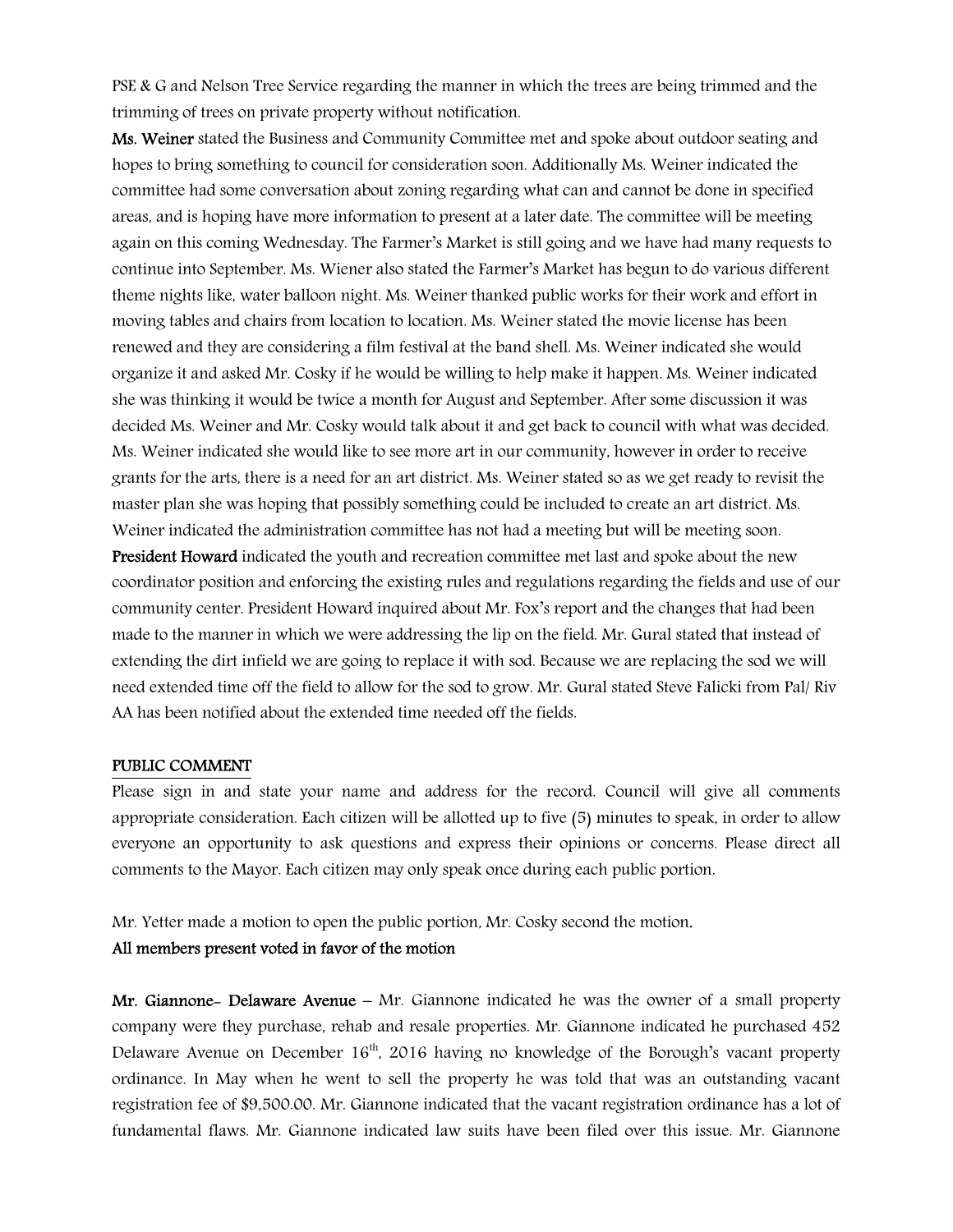PSE & G and Nelson Tree Service regarding the manner in which the trees are being trimmed and the trimming of trees on private property without notification.

**Ms. Weiner** stated the Business and Community Committee met and spoke about outdoor seating and hopes to bring something to council for consideration soon. Additionally Ms. Weiner indicated the committee had some conversation about zoning regarding what can and cannot be done in specified areas, and is hoping have more information to present at a later date. The committee will be meeting again on this coming Wednesday. The Farmer's Market is still going and we have had many requests to continue into September. Ms. Wiener also stated the Farmer's Market has begun to do various different theme nights like, water balloon night. Ms. Weiner thanked public works for their work and effort in moving tables and chairs from location to location. Ms. Weiner stated the movie license has been renewed and they are considering a film festival at the band shell. Ms. Weiner indicated she would organize it and asked Mr. Cosky if he would be willing to help make it happen. Ms. Weiner indicated she was thinking it would be twice a month for August and September. After some discussion it was decided Ms. Weiner and Mr. Cosky would talk about it and get back to council with what was decided. Ms. Weiner indicated she would like to see more art in our community, however in order to receive grants for the arts, there is a need for an art district. Ms. Weiner stated so as we get ready to revisit the master plan she was hoping that possibly something could be included to create an art district. Ms. Weiner indicated the administration committee has not had a meeting but will be meeting soon.

**President Howard** indicated the youth and recreation committee met last and spoke about the new coordinator position and enforcing the existing rules and regulations regarding the fields and use of our community center. President Howard inquired about Mr. Fox's report and the changes that had been made to the manner in which we were addressing the lip on the field. Mr. Gural stated that instead of extending the dirt infield we are going to replace it with sod. Because we are replacing the sod we will need extended time off the field to allow for the sod to grow. Mr. Gural stated Steve Falicki from Pal/ Riv AA has been notified about the extended time needed off the fields.

## PUBLIC COMMENT

Please sign in and state your name and address for the record. Council will give all comments appropriate consideration. Each citizen will be allotted up to five (5) minutes to speak, in order to allow everyone an opportunity to ask questions and express their opinions or concerns. Please direct all comments to the Mayor. Each citizen may only speak once during each public portion.

Mr. Yetter made a motion to open the public portion, Mr. Cosky second the motion.

**All members present voted in favor of the motion**

**Mr. Giannone- Delaware Avenue** – Mr. Giannone indicated he was the owner of a small property company were they purchase, rehab and resale properties. Mr. Giannone indicated he purchased 452 Delaware Avenue on December 16th, 2016 having no knowledge of the Borough's vacant property ordinance. In May when he went to sell the property he was told that was an outstanding vacant registration fee of $9,500.00. Mr. Giannone indicated that the vacant registration ordinance has a lot of fundamental flaws. Mr. Giannone indicated law suits have been filed over this issue. Mr. Giannone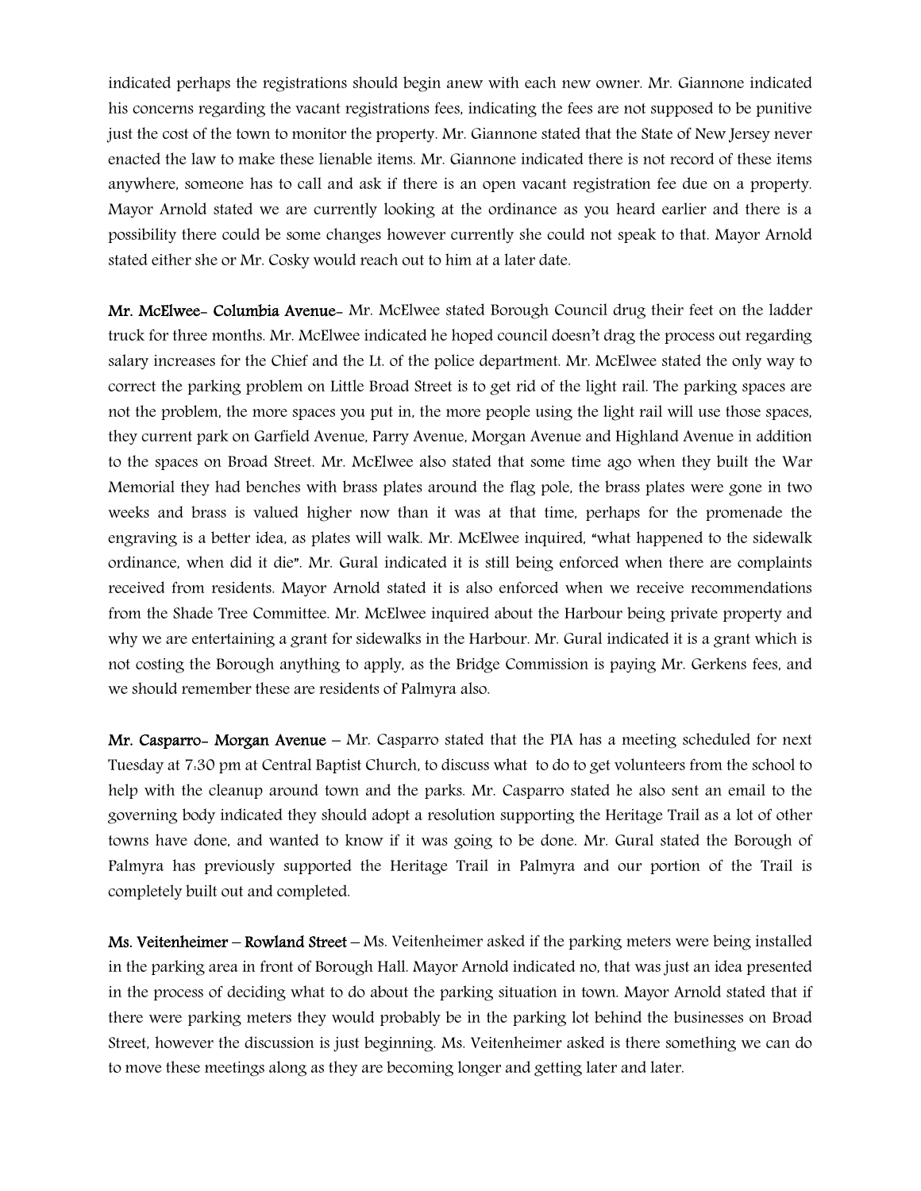indicated perhaps the registrations should begin anew with each new owner. Mr. Giannone indicated his concerns regarding the vacant registrations fees, indicating the fees are not supposed to be punitive just the cost of the town to monitor the property. Mr. Giannone stated that the State of New Jersey never enacted the law to make these lienable items. Mr. Giannone indicated there is not record of these items anywhere, someone has to call and ask if there is an open vacant registration fee due on a property. Mayor Arnold stated we are currently looking at the ordinance as you heard earlier and there is a possibility there could be some changes however currently she could not speak to that. Mayor Arnold stated either she or Mr. Cosky would reach out to him at a later date.

**Mr. McElwee- Columbia Avenue-** Mr. McElwee stated Borough Council drug their feet on the ladder truck for three months. Mr. McElwee indicated he hoped council doesn't drag the process out regarding salary increases for the Chief and the Lt. of the police department. Mr. McElwee stated the only way to correct the parking problem on Little Broad Street is to get rid of the light rail. The parking spaces are not the problem, the more spaces you put in, the more people using the light rail will use those spaces, they current park on Garfield Avenue, Parry Avenue, Morgan Avenue and Highland Avenue in addition to the spaces on Broad Street. Mr. McElwee also stated that some time ago when they built the War Memorial they had benches with brass plates around the flag pole, the brass plates were gone in two weeks and brass is valued higher now than it was at that time, perhaps for the promenade the engraving is a better idea, as plates will walk. Mr. McElwee inquired, "what happened to the sidewalk ordinance, when did it die". Mr. Gural indicated it is still being enforced when there are complaints received from residents. Mayor Arnold stated it is also enforced when we receive recommendations from the Shade Tree Committee. Mr. McElwee inquired about the Harbour being private property and why we are entertaining a grant for sidewalks in the Harbour. Mr. Gural indicated it is a grant which is not costing the Borough anything to apply, as the Bridge Commission is paying Mr. Gerkens fees, and we should remember these are residents of Palmyra also.

**Mr. Casparro- Morgan Avenue** – Mr. Casparro stated that the PIA has a meeting scheduled for next Tuesday at 7:30 pm at Central Baptist Church, to discuss what to do to get volunteers from the school to help with the cleanup around town and the parks. Mr. Casparro stated he also sent an email to the governing body indicated they should adopt a resolution supporting the Heritage Trail as a lot of other towns have done, and wanted to know if it was going to be done. Mr. Gural stated the Borough of Palmyra has previously supported the Heritage Trail in Palmyra and our portion of the Trail is completely built out and completed.

**Ms. Veitenheimer – Rowland Street** – Ms. Veitenheimer asked if the parking meters were being installed in the parking area in front of Borough Hall. Mayor Arnold indicated no, that was just an idea presented in the process of deciding what to do about the parking situation in town. Mayor Arnold stated that if there were parking meters they would probably be in the parking lot behind the businesses on Broad Street, however the discussion is just beginning. Ms. Veitenheimer asked is there something we can do to move these meetings along as they are becoming longer and getting later and later.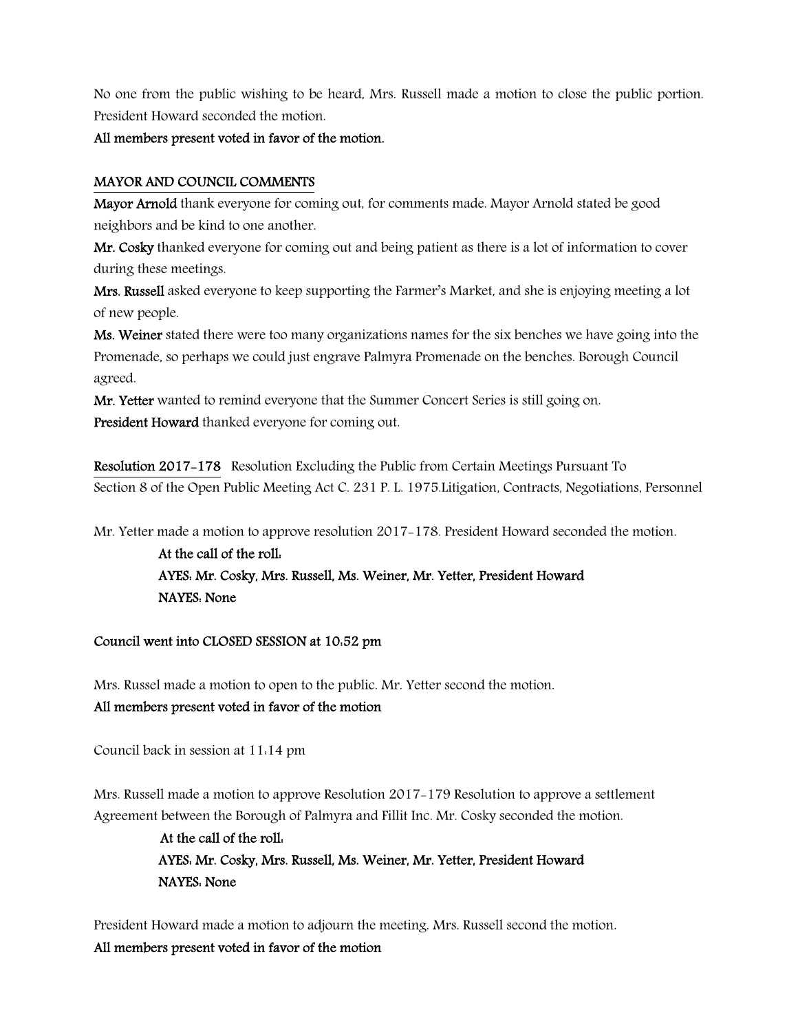No one from the public wishing to be heard, Mrs. Russell made a motion to close the public portion. President Howard seconded the motion.

**All members present voted in favor of the motion.**

**MAYOR AND COUNCIL COMMENTS**

**Mayor Arnold** thank everyone for coming out, for comments made. Mayor Arnold stated be good neighbors and be kind to one another.

**Mr. Cosky** thanked everyone for coming out and being patient as there is a lot of information to cover during these meetings.

**Mrs. Russell** asked everyone to keep supporting the Farmer's Market, and she is enjoying meeting a lot of new people.

**Ms. Weiner** stated there were too many organizations names for the six benches we have going into the Promenade, so perhaps we could just engrave Palmyra Promenade on the benches. Borough Council agreed.

**Mr. Yetter** wanted to remind everyone that the Summer Concert Series is still going on.

**President Howard** thanked everyone for coming out.

**Resolution 2017-178** Resolution Excluding the Public from Certain Meetings Pursuant To Section 8 of the Open Public Meeting Act C. 231 P. L. 1975.Litigation, Contracts, Negotiations, Personnel

Mr. Yetter made a motion to approve resolution 2017-178. President Howard seconded the motion.

**At the call of the roll:**
**AYES: Mr. Cosky, Mrs. Russell, Ms. Weiner, Mr. Yetter, President Howard**
**NAYES: None**

**Council went into CLOSED SESSION at 10:52 pm**

Mrs. Russel made a motion to open to the public. Mr. Yetter second the motion.

**All members present voted in favor of the motion**

Council back in session at 11:14 pm

Mrs. Russell made a motion to approve Resolution 2017-179 Resolution to approve a settlement Agreement between the Borough of Palmyra and Fillit Inc. Mr. Cosky seconded the motion.

**At the call of the roll:**
**AYES: Mr. Cosky, Mrs. Russell, Ms. Weiner, Mr. Yetter, President Howard**
**NAYES: None**

President Howard made a motion to adjourn the meeting. Mrs. Russell second the motion.

**All members present voted in favor of the motion**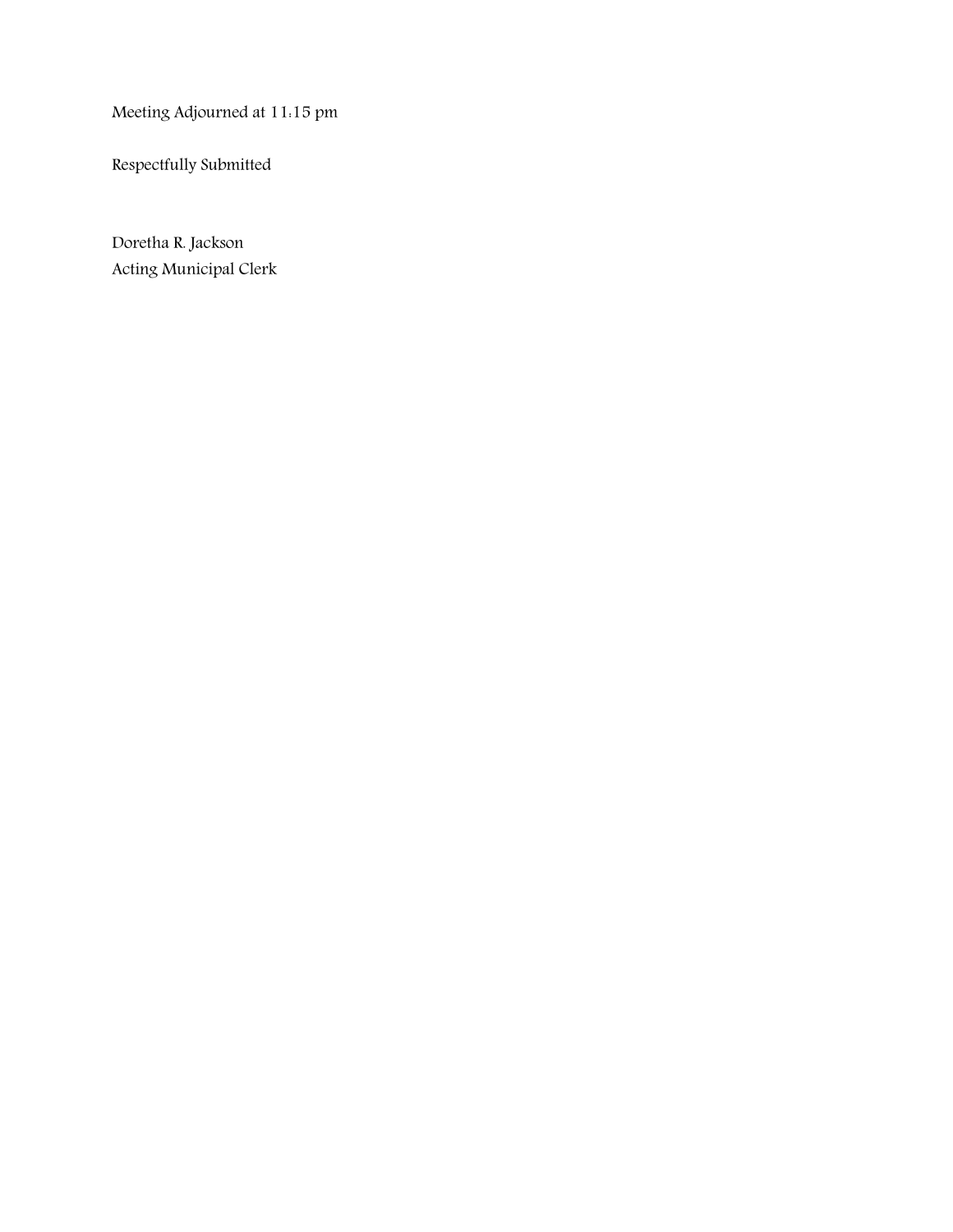Meeting Adjourned at 11:15 pm

Respectfully Submitted

Doretha R. Jackson
Acting Municipal Clerk